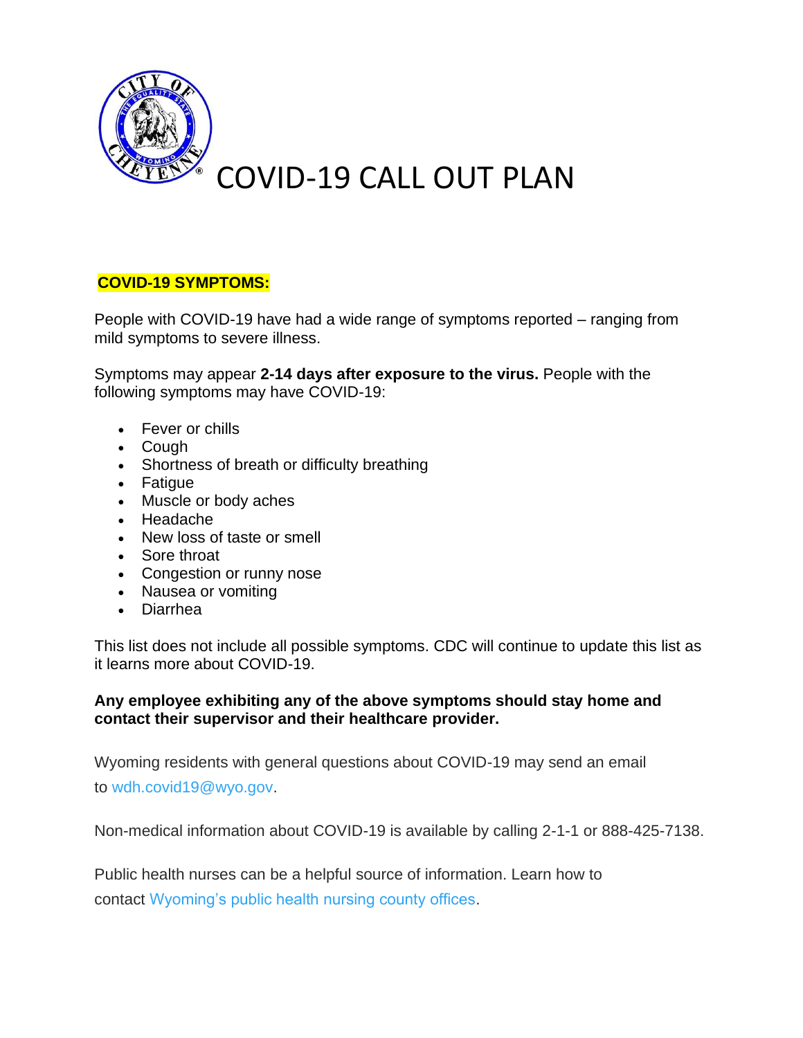# COVID-19 CALL OUT PLAN

**COVID-19 SYMPTOMS:**

People with COVID-19 have had a wide range of symptoms reported – ranging from mild symptoms to severe illness.

Symptoms may appear **2-14 days after exposure to the virus.** People with the following symptoms may have COVID-19:

- Fever or chills
- Cough
- Shortness of breath or difficulty breathing
- Fatigue
- Muscle or body aches
- Headache
- New loss of taste or smell
- Sore throat
- Congestion or runny nose
- Nausea or vomiting
- Diarrhea

This list does not include all possible symptoms. CDC will continue to update this list as it learns more about COVID-19.

**Any employee exhibiting any of the above symptoms should stay home and contact their supervisor and their healthcare provider.**

Wyoming residents with general questions about COVID-19 may send an email to wdh.covid19@wyo.gov.

Non-medical information about COVID-19 is available by calling 2-1-1 or 888-425-7138.

Public health nurses can be a helpful source of information. Learn how to contact Wyoming's public health nursing county offices.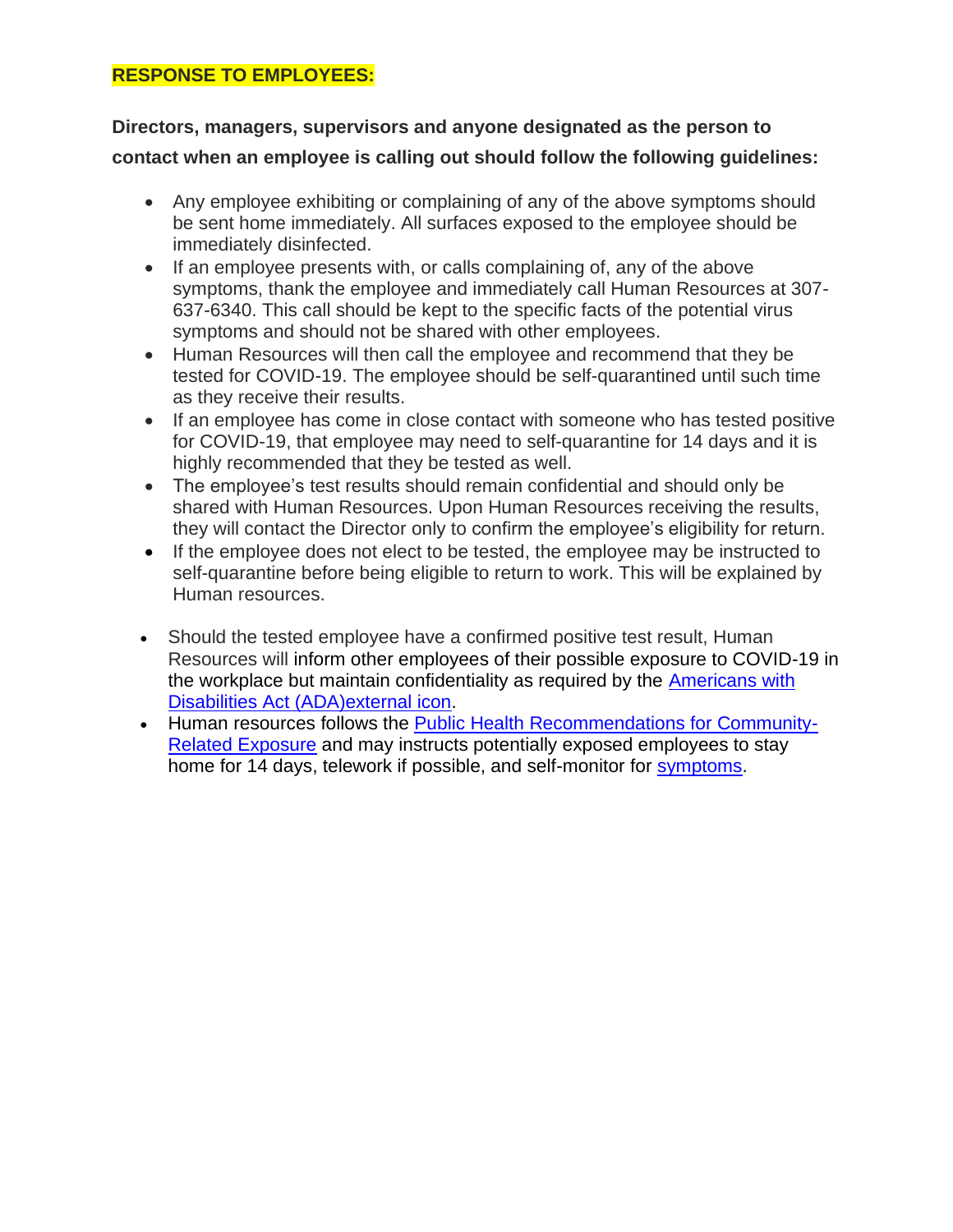**RESPONSE TO EMPLOYEES:**

**Directors, managers, supervisors and anyone designated as the person to contact when an employee is calling out should follow the following guidelines:**

- Any employee exhibiting or complaining of any of the above symptoms should be sent home immediately. All surfaces exposed to the employee should be immediately disinfected.
- If an employee presents with, or calls complaining of, any of the above symptoms, thank the employee and immediately call Human Resources at 307-637-6340. This call should be kept to the specific facts of the potential virus symptoms and should not be shared with other employees.
- Human Resources will then call the employee and recommend that they be tested for COVID-19. The employee should be self-quarantined until such time as they receive their results.
- If an employee has come in close contact with someone who has tested positive for COVID-19, that employee may need to self-quarantine for 14 days and it is highly recommended that they be tested as well.
- The employee's test results should remain confidential and should only be shared with Human Resources. Upon Human Resources receiving the results, they will contact the Director only to confirm the employee's eligibility for return.
- If the employee does not elect to be tested, the employee may be instructed to self-quarantine before being eligible to return to work. This will be explained by Human resources.

- Should the tested employee have a confirmed positive test result, Human Resources will inform other employees of their possible exposure to COVID-19 in the workplace but maintain confidentiality as required by the Americans with Disabilities Act (ADA)external icon.
- Human resources follows the Public Health Recommendations for Community-Related Exposure and may instructs potentially exposed employees to stay home for 14 days, telework if possible, and self-monitor for symptoms.